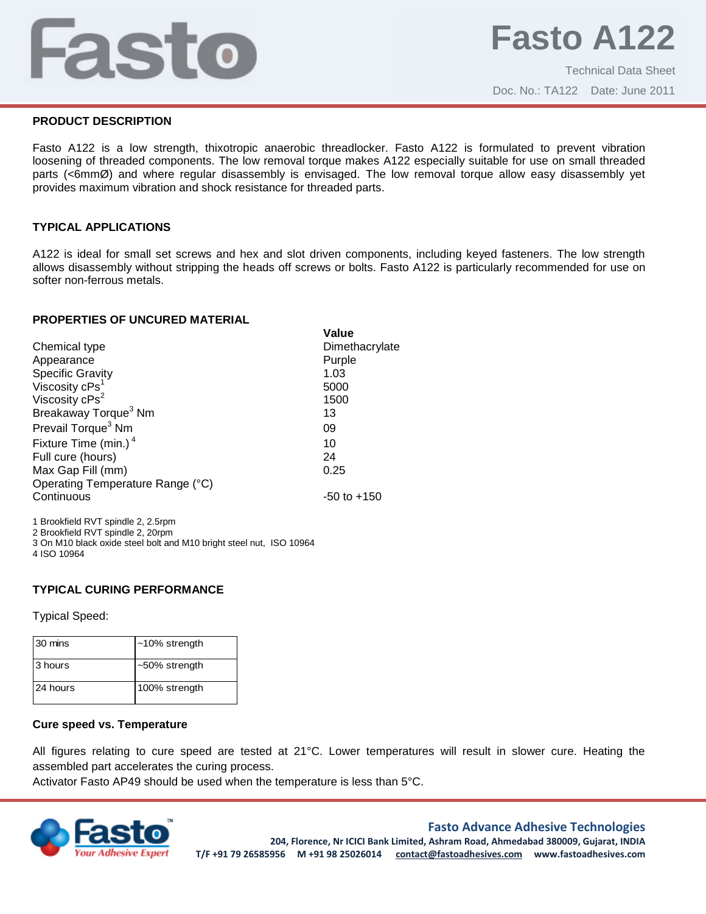# Fasto A122

Technical Data Sheet

Doc. No.: TA122 Date: June 2011

## PRODUCT DESCRIPTION

Fasto A122 is a low strength, thixotropic anaerobic threadlocker. Fasto A122 is formulated to prevent vibration loosening of threaded components. The low removal torque makes A122 especially suitable for use on small threaded parts (<6mmØ) and where regular disassembly is envisaged. The low removal torque allow easy disassembly yet provides maximum vibration and shock resistance for threaded parts.

## TYPICAL APPLICATIONS

A122 is ideal for small set screws and hex and slot driven components, including keyed fasteners. The low strength allows disassembly without stripping the heads off screws or bolts. Fasto A122 is particularly recommended for use on softer non-ferrous metals.

## PROPERTIES OF UNCURED MATERIAL

| | Value |
|---|---|
| Chemical type | Dimethacrylate |
| Appearance | Purple |
| Specific Gravity | 1.03 |
| Viscosity cPs[1] | 5000 |
| Viscosity cPs[2] | 1500 |
| Breakaway Torque[3] Nm | 13 |
| Prevail Torque[3] Nm | 09 |
| Fixture Time (min.)[4] | 10 |
| Full cure (hours) | 24 |
| Max Gap Fill (mm) | 0.25 |
| Operating Temperature Range (°C) Continuous | -50 to +150 |

1 Brookfield RVT spindle 2, 2.5rpm
2 Brookfield RVT spindle 2, 20rpm
3 On M10 black oxide steel bolt and M10 bright steel nut, ISO 10964
4 ISO 10964

## TYPICAL CURING PERFORMANCE

Typical Speed:

| | |
|---|---|
| 30 mins | ~10% strength |
| 3 hours | ~50% strength |
| 24 hours | 100% strength |

### Cure speed vs. Temperature

All figures relating to cure speed are tested at 21°C. Lower temperatures will result in slower cure. Heating the assembled part accelerates the curing process.
Activator Fasto AP49 should be used when the temperature is less than 5°C.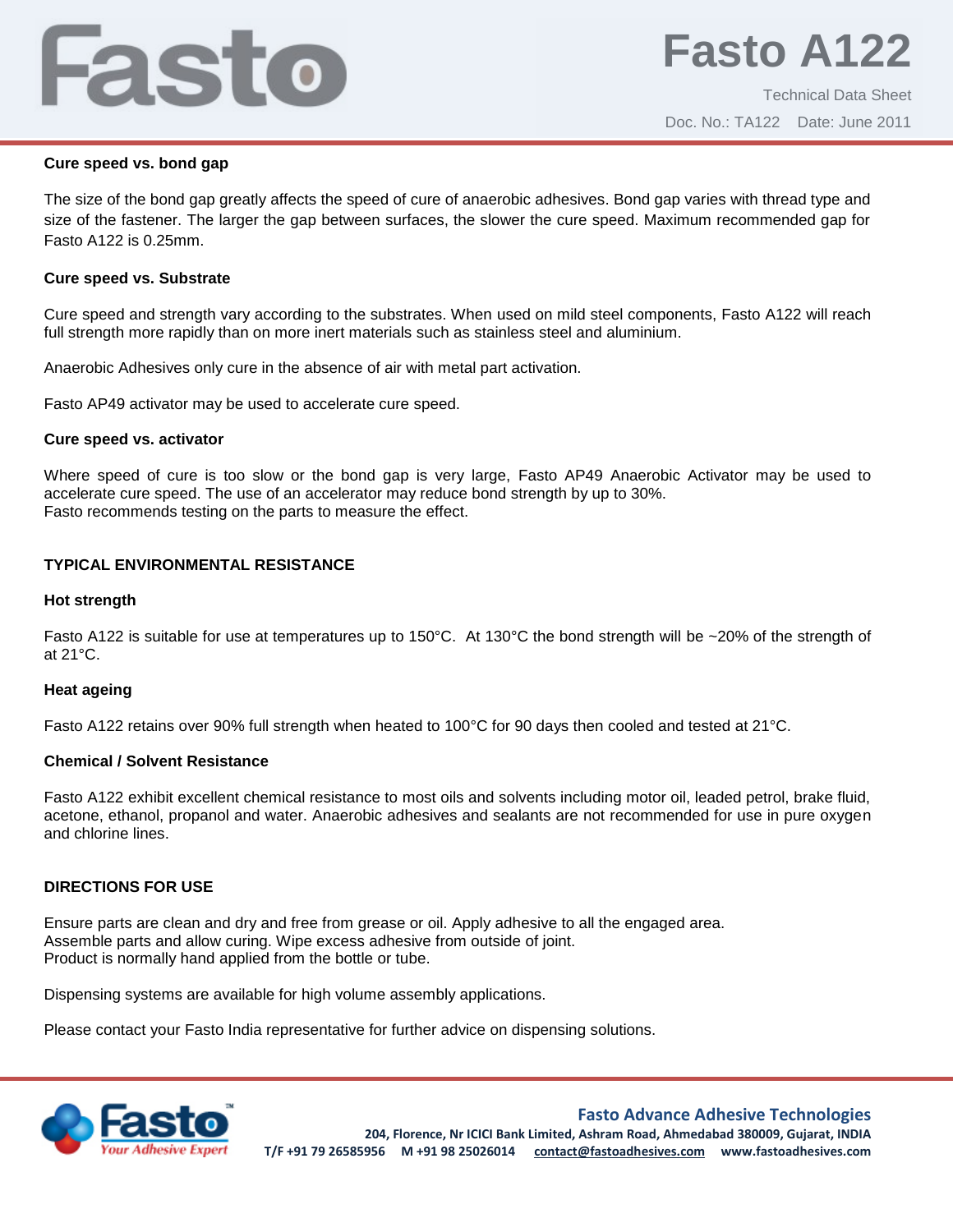**Cure speed vs. bond gap**

The size of the bond gap greatly affects the speed of cure of anaerobic adhesives. Bond gap varies with thread type and size of the fastener. The larger the gap between surfaces, the slower the cure speed. Maximum recommended gap for Fasto A122 is 0.25mm.

**Cure speed vs. Substrate**

Cure speed and strength vary according to the substrates. When used on mild steel components, Fasto A122 will reach full strength more rapidly than on more inert materials such as stainless steel and aluminium.

Anaerobic Adhesives only cure in the absence of air with metal part activation.

Fasto AP49 activator may be used to accelerate cure speed.

**Cure speed vs. activator**

Where speed of cure is too slow or the bond gap is very large, Fasto AP49 Anaerobic Activator may be used to accelerate cure speed. The use of an accelerator may reduce bond strength by up to 30%.
Fasto recommends testing on the parts to measure the effect.

## TYPICAL ENVIRONMENTAL RESISTANCE

**Hot strength**

Fasto A122 is suitable for use at temperatures up to 150°C. At 130°C the bond strength will be ~20% of the strength of at 21°C.

**Heat ageing**

Fasto A122 retains over 90% full strength when heated to 100°C for 90 days then cooled and tested at 21°C.

**Chemical / Solvent Resistance**

Fasto A122 exhibit excellent chemical resistance to most oils and solvents including motor oil, leaded petrol, brake fluid, acetone, ethanol, propanol and water. Anaerobic adhesives and sealants are not recommended for use in pure oxygen and chlorine lines.

## DIRECTIONS FOR USE

Ensure parts are clean and dry and free from grease or oil. Apply adhesive to all the engaged area.
Assemble parts and allow curing. Wipe excess adhesive from outside of joint.
Product is normally hand applied from the bottle or tube.

Dispensing systems are available for high volume assembly applications.

Please contact your Fasto India representative for further advice on dispensing solutions.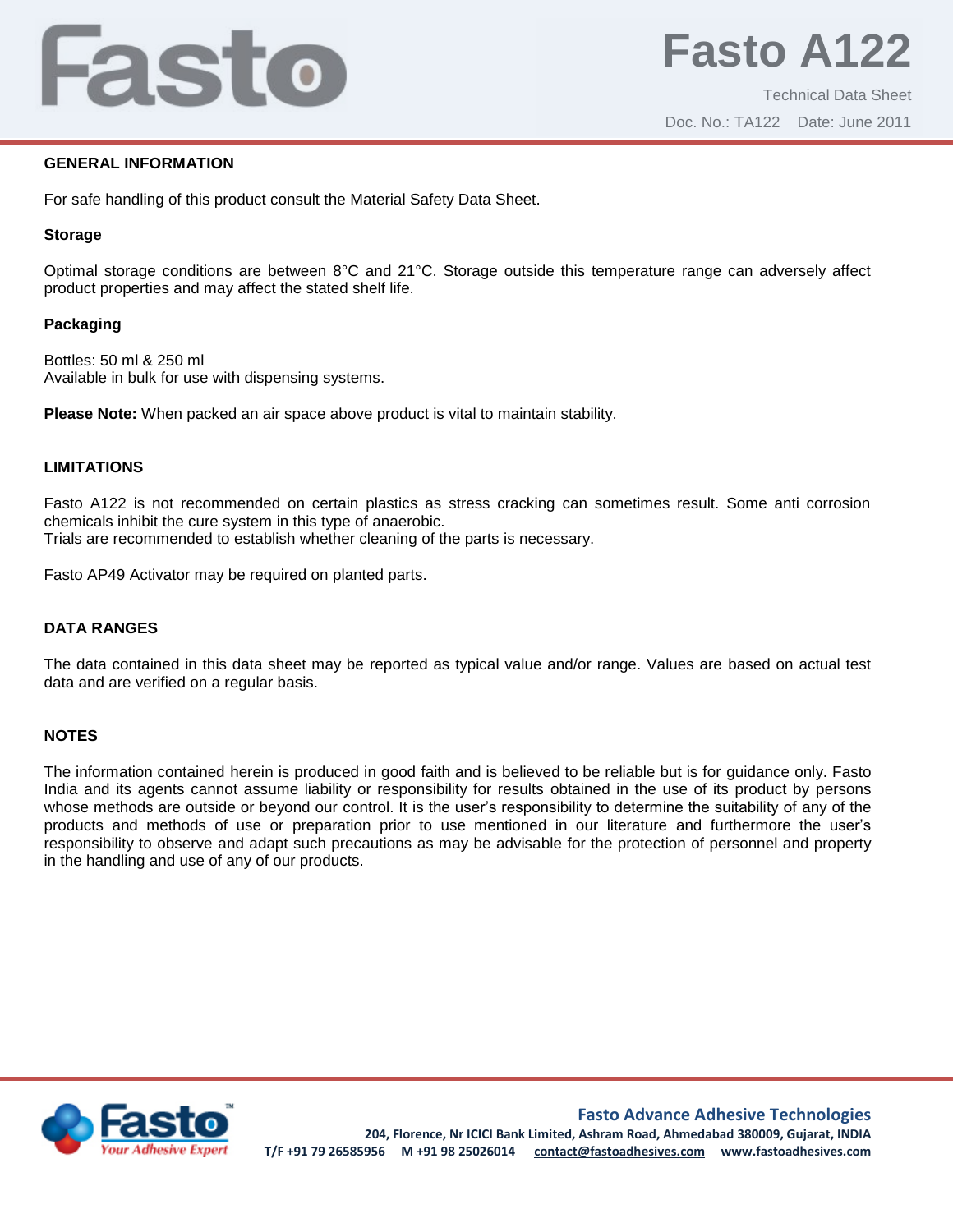## GENERAL INFORMATION

For safe handling of this product consult the Material Safety Data Sheet.

### Storage

Optimal storage conditions are between 8°C and 21°C. Storage outside this temperature range can adversely affect product properties and may affect the stated shelf life.

### Packaging

Bottles: 50 ml & 250 ml
Available in bulk for use with dispensing systems.

**Please Note:** When packed an air space above product is vital to maintain stability.

## LIMITATIONS

Fasto A122 is not recommended on certain plastics as stress cracking can sometimes result. Some anti corrosion chemicals inhibit the cure system in this type of anaerobic.
Trials are recommended to establish whether cleaning of the parts is necessary.

Fasto AP49 Activator may be required on planted parts.

## DATA RANGES

The data contained in this data sheet may be reported as typical value and/or range. Values are based on actual test data and are verified on a regular basis.

## NOTES

The information contained herein is produced in good faith and is believed to be reliable but is for guidance only. Fasto India and its agents cannot assume liability or responsibility for results obtained in the use of its product by persons whose methods are outside or beyond our control. It is the user's responsibility to determine the suitability of any of the products and methods of use or preparation prior to use mentioned in our literature and furthermore the user's responsibility to observe and adapt such precautions as may be advisable for the protection of personnel and property in the handling and use of any of our products.